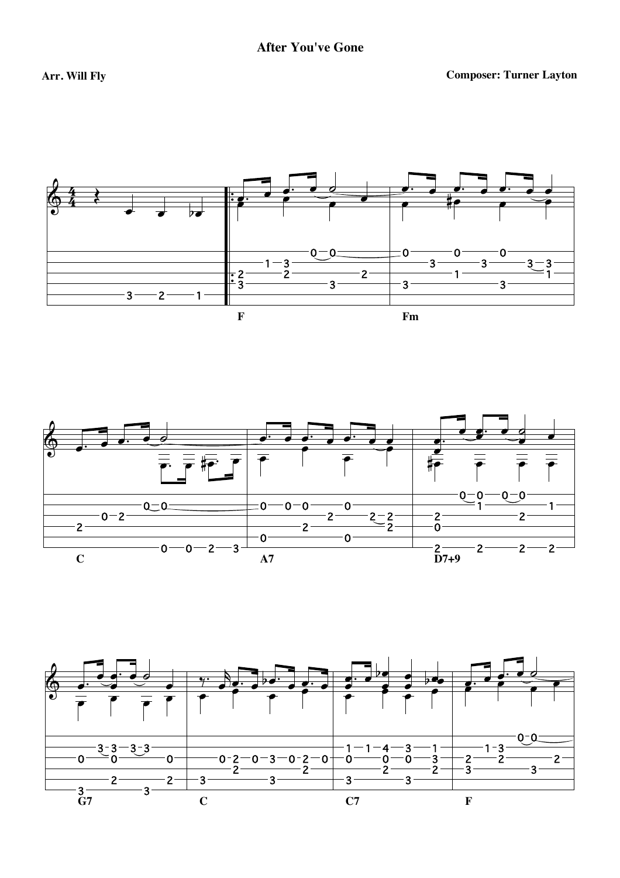# After You've Gone

**Arr. Will Fly**

**Composer: Turner Layton**

F Fm

C A7 D7+9

G7 C C7 F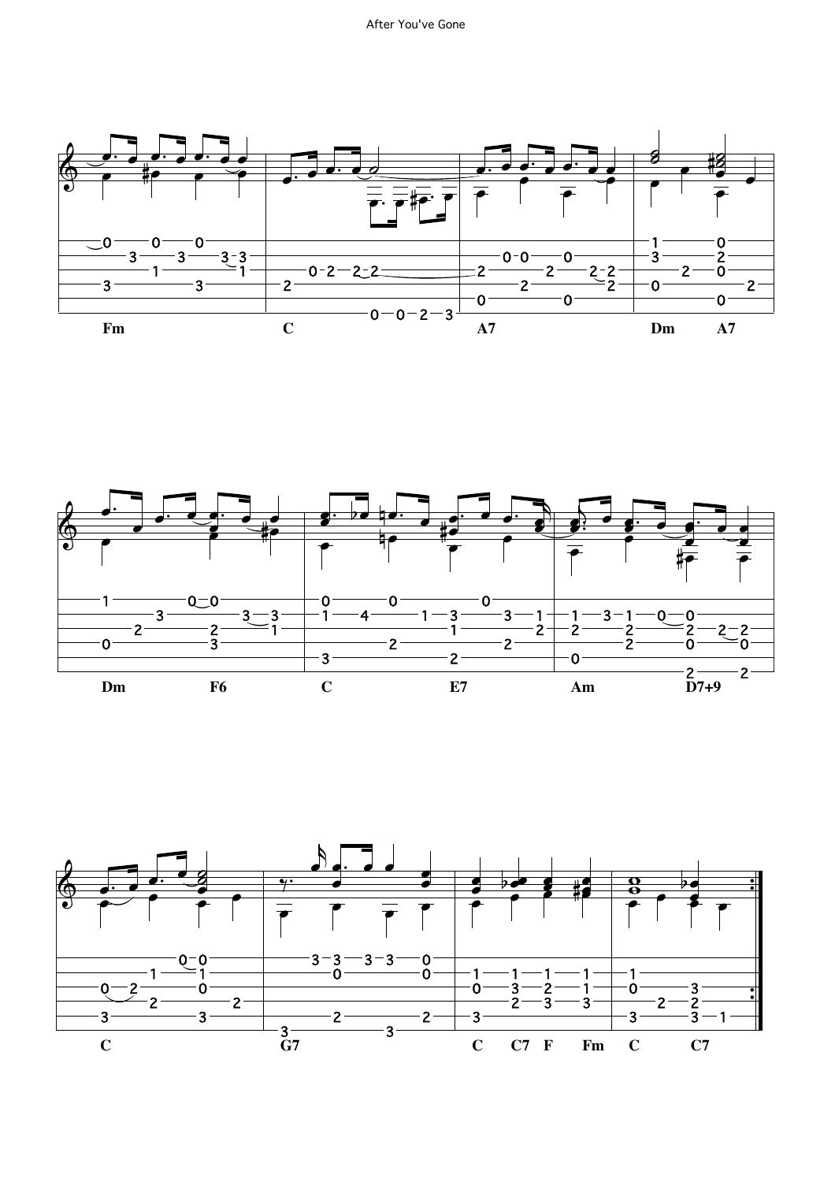Fm C A7 Dm A7

Dm F6 C E7 Am D7+9

C G7 C C7 F Fm C C7